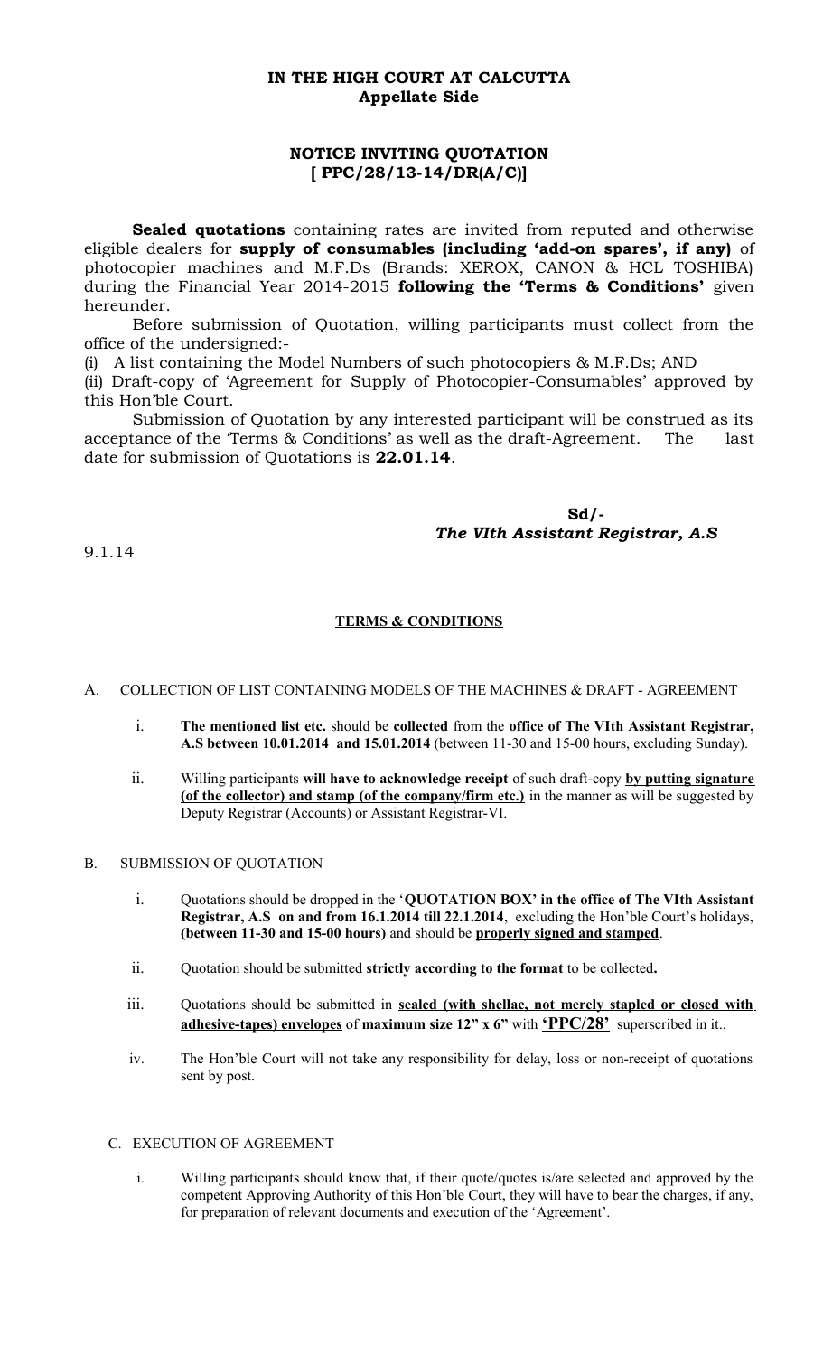**IN THE HIGH COURT AT CALCUTTA**
**Appellate Side**

**NOTICE INVITING QUOTATION**
**[ PPC/28/13-14/DR(A/C)]**

**Sealed quotations** containing rates are invited from reputed and otherwise eligible dealers for **supply of consumables (including 'add-on spares', if any)** of photocopier machines and M.F.Ds (Brands: XEROX, CANON & HCL TOSHIBA) during the Financial Year 2014-2015 **following the 'Terms & Conditions'** given hereunder.

Before submission of Quotation, willing participants must collect from the office of the undersigned:-

(i) A list containing the Model Numbers of such photocopiers & M.F.Ds; AND

(ii) Draft-copy of 'Agreement for Supply of Photocopier-Consumables' approved by this Hon'ble Court.

Submission of Quotation by any interested participant will be construed as its acceptance of the 'Terms & Conditions' as well as the draft-Agreement. The last date for submission of Quotations is **22.01.14**.

**Sd/-**
***The VIth Assistant Registrar, A.S***

9.1.14

**TERMS & CONDITIONS**

A. COLLECTION OF LIST CONTAINING MODELS OF THE MACHINES & DRAFT - AGREEMENT

i. **The mentioned list etc.** should be **collected** from the **office of The VIth Assistant Registrar, A.S between 10.01.2014 and 15.01.2014** (between 11-30 and 15-00 hours, excluding Sunday).

ii. Willing participants **will have to acknowledge receipt** of such draft-copy **by putting signature (of the collector) and stamp (of the company/firm etc.)** in the manner as will be suggested by Deputy Registrar (Accounts) or Assistant Registrar-VI.

B. SUBMISSION OF QUOTATION

i. Quotations should be dropped in the '**QUOTATION BOX' in the office of The VIth Assistant Registrar, A.S on and from 16.1.2014 till 22.1.2014**, excluding the Hon'ble Court's holidays, **(between 11-30 and 15-00 hours)** and should be **properly signed and stamped**.

ii. Quotation should be submitted **strictly according to the format** to be collected**.**

iii. Quotations should be submitted in **sealed (with shellac, not merely stapled or closed with adhesive-tapes) envelopes** of **maximum size 12" x 6"** with **'PPC/28'** superscribed in it..

iv. The Hon'ble Court will not take any responsibility for delay, loss or non-receipt of quotations sent by post.

C. EXECUTION OF AGREEMENT

i. Willing participants should know that, if their quote/quotes is/are selected and approved by the competent Approving Authority of this Hon'ble Court, they will have to bear the charges, if any, for preparation of relevant documents and execution of the 'Agreement'.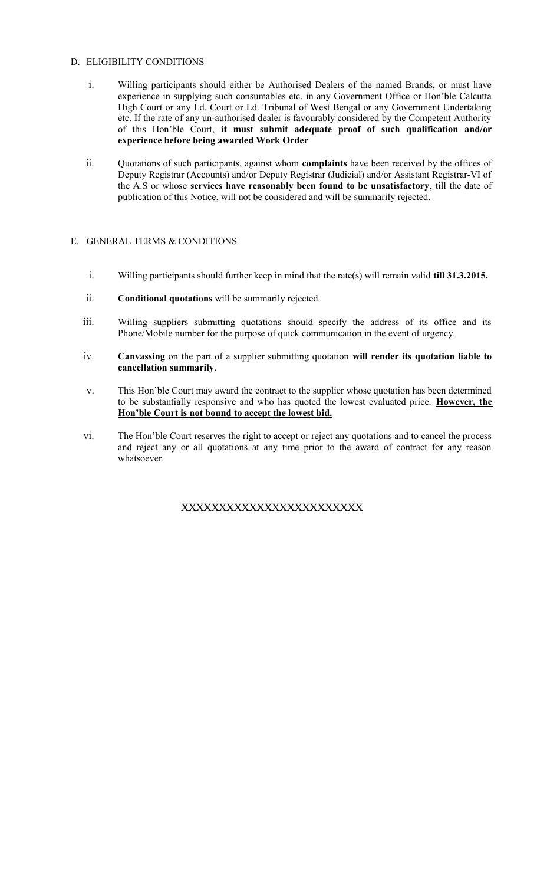## D. ELIGIBILITY CONDITIONS

i. Willing participants should either be Authorised Dealers of the named Brands, or must have experience in supplying such consumables etc. in any Government Office or Hon'ble Calcutta High Court or any Ld. Court or Ld. Tribunal of West Bengal or any Government Undertaking etc. If the rate of any un-authorised dealer is favourably considered by the Competent Authority of this Hon'ble Court, **it must submit adequate proof of such qualification and/or experience before being awarded Work Order**

ii. Quotations of such participants, against whom **complaints** have been received by the offices of Deputy Registrar (Accounts) and/or Deputy Registrar (Judicial) and/or Assistant Registrar-VI of the A.S or whose **services have reasonably been found to be unsatisfactory**, till the date of publication of this Notice, will not be considered and will be summarily rejected.

## E. GENERAL TERMS & CONDITIONS

i. Willing participants should further keep in mind that the rate(s) will remain valid **till 31.3.2015.**

ii. **Conditional quotations** will be summarily rejected.

iii. Willing suppliers submitting quotations should specify the address of its office and its Phone/Mobile number for the purpose of quick communication in the event of urgency.

iv. **Canvassing** on the part of a supplier submitting quotation **will render its quotation liable to cancellation summarily**.

v. This Hon'ble Court may award the contract to the supplier whose quotation has been determined to be substantially responsive and who has quoted the lowest evaluated price. <u>**However, the Hon'ble Court is not bound to accept the lowest bid.**</u>

vi. The Hon'ble Court reserves the right to accept or reject any quotations and to cancel the process and reject any or all quotations at any time prior to the award of contract for any reason whatsoever.

XXXXXXXXXXXXXXXXXXXXXXXX